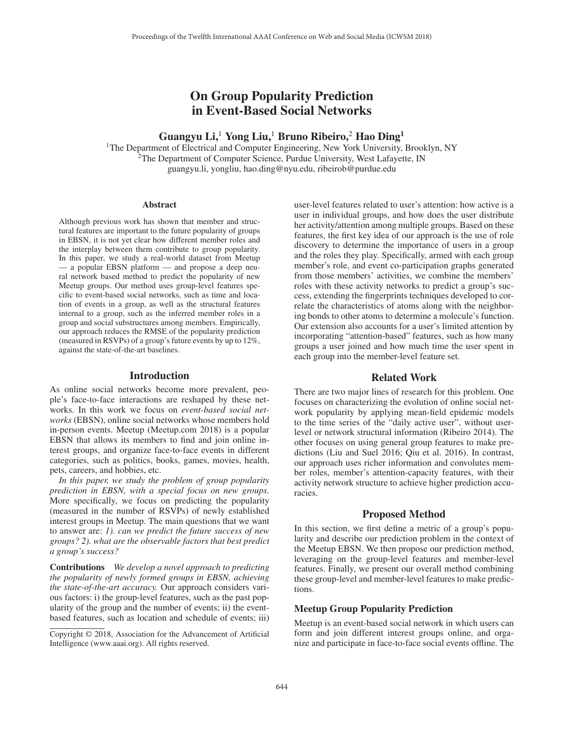# On Group Popularity Prediction in Event-Based Social Networks

**Guangyu Li,[1] Yong Liu,[1] Bruno Ribeiro,[2] Hao Ding[1]**

[1]The Department of Electrical and Computer Engineering, New York University, Brooklyn, NY
[2]The Department of Computer Science, Purdue University, West Lafayette, IN
guangyu.li, yongliu, hao.ding@nyu.edu, ribeirob@purdue.edu

## Abstract

Although previous work has shown that member and structural features are important to the future popularity of groups in EBSN, it is not yet clear how different member roles and the interplay between them contribute to group popularity. In this paper, we study a real-world dataset from Meetup — a popular EBSN platform — and propose a deep neural network based method to predict the popularity of new Meetup groups. Our method uses group-level features specific to event-based social networks, such as time and location of events in a group, as well as the structural features internal to a group, such as the inferred member roles in a group and social substructures among members. Empirically, our approach reduces the RMSE of the popularity prediction (measured in RSVPs) of a group's future events by up to 12%, against the state-of-the-art baselines.

## Introduction

As online social networks become more prevalent, people's face-to-face interactions are reshaped by these networks. In this work we focus on *event-based social networks* (EBSN), online social networks whose members hold in-person events. Meetup (Meetup.com 2018) is a popular EBSN that allows its members to find and join online interest groups, and organize face-to-face events in different categories, such as politics, books, games, movies, health, pets, careers, and hobbies, etc.

*In this paper, we study the problem of group popularity prediction in EBSN, with a special focus on new groups.* More specifically, we focus on predicting the popularity (measured in the number of RSVPs) of newly established interest groups in Meetup. The main questions that we want to answer are: *1). can we predict the future success of new groups? 2). what are the observable factors that best predict a group's success?*

**Contributions** *We develop a novel approach to predicting the popularity of newly formed groups in EBSN, achieving the state-of-the-art accuracy.* Our approach considers various factors: i) the group-level features, such as the past popularity of the group and the number of events; ii) the event-based features, such as location and schedule of events; iii) user-level features related to user's attention: how active is a user in individual groups, and how does the user distribute her activity/attention among multiple groups. Based on these features, the first key idea of our approach is the use of role discovery to determine the importance of users in a group and the roles they play. Specifically, armed with each group member's role, and event co-participation graphs generated from those members' activities, we combine the members' roles with these activity networks to predict a group's success, extending the fingerprints techniques developed to correlate the characteristics of atoms along with the neighboring bonds to other atoms to determine a molecule's function. Our extension also accounts for a user's limited attention by incorporating "attention-based" features, such as how many groups a user joined and how much time the user spent in each group into the member-level feature set.

Copyright © 2018, Association for the Advancement of Artificial Intelligence (www.aaai.org). All rights reserved.

## Related Work

There are two major lines of research for this problem. One focuses on characterizing the evolution of online social network popularity by applying mean-field epidemic models to the time series of the "daily active user", without user-level or network structural information (Ribeiro 2014). The other focuses on using general group features to make predictions (Liu and Suel 2016; Qiu et al. 2016). In contrast, our approach uses richer information and convolutes member roles, member's attention-capacity features, with their activity network structure to achieve higher prediction accuracies.

## Proposed Method

In this section, we first define a metric of a group's popularity and describe our prediction problem in the context of the Meetup EBSN. We then propose our prediction method, leveraging on the group-level features and member-level features. Finally, we present our overall method combining these group-level and member-level features to make predictions.

### Meetup Group Popularity Prediction

Meetup is an event-based social network in which users can form and join different interest groups online, and organize and participate in face-to-face social events offline. The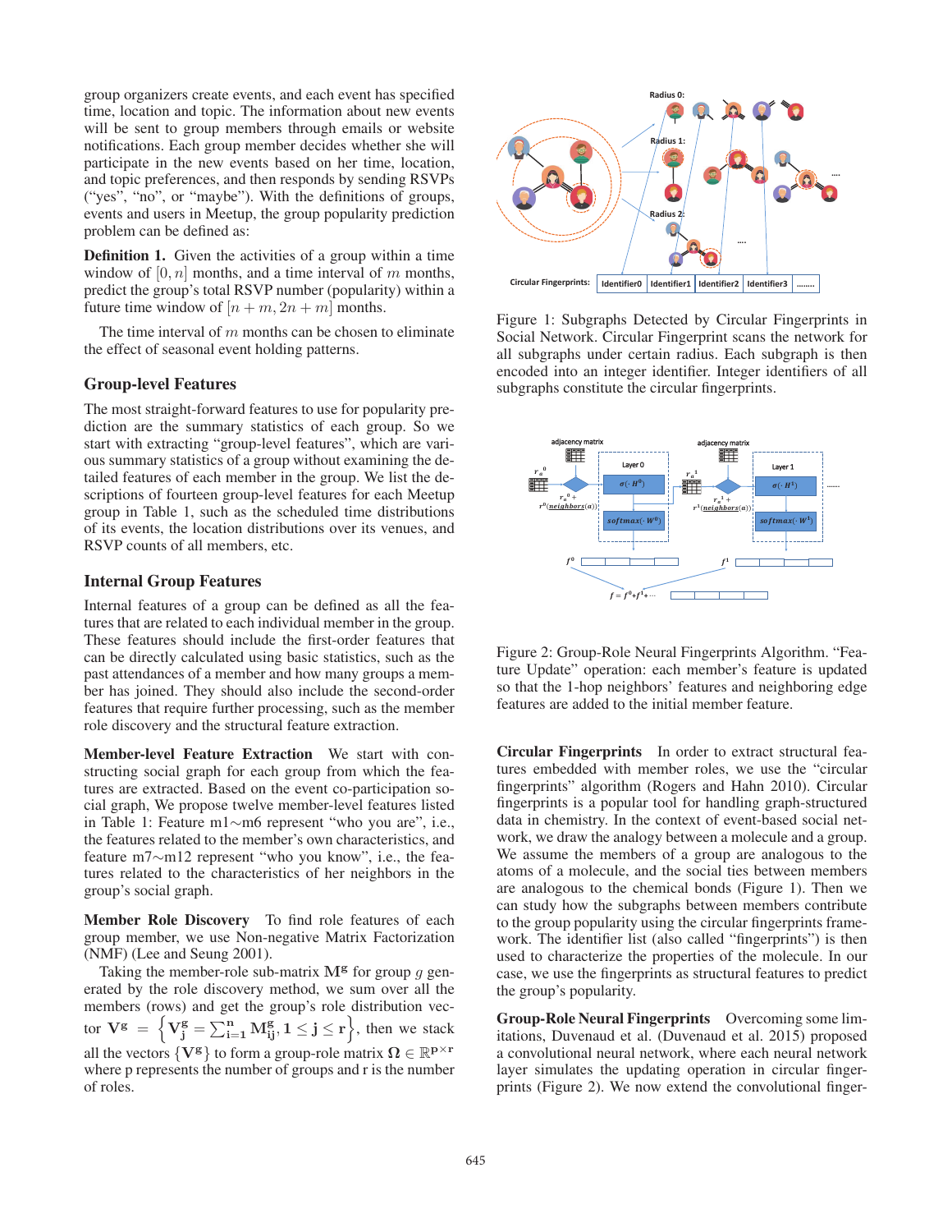group organizers create events, and each event has specified time, location and topic. The information about new events will be sent to group members through emails or website notifications. Each group member decides whether she will participate in the new events based on her time, location, and topic preferences, and then responds by sending RSVPs ("yes", "no", or "maybe"). With the definitions of groups, events and users in Meetup, the group popularity prediction problem can be defined as:

**Definition 1.** Given the activities of a group within a time window of $[0, n]$ months, and a time interval of $m$ months, predict the group's total RSVP number (popularity) within a future time window of $[n+m, 2n+m]$ months.

The time interval of $m$ months can be chosen to eliminate the effect of seasonal event holding patterns.

## Group-level Features

The most straight-forward features to use for popularity prediction are the summary statistics of each group. So we start with extracting "group-level features", which are various summary statistics of a group without examining the detailed features of each member in the group. We list the descriptions of fourteen group-level features for each Meetup group in Table 1, such as the scheduled time distributions of its events, the location distributions over its venues, and RSVP counts of all members, etc.

## Internal Group Features

Internal features of a group can be defined as all the features that are related to each individual member in the group. These features should include the first-order features that can be directly calculated using basic statistics, such as the past attendances of a member and how many groups a member has joined. They should also include the second-order features that require further processing, such as the member role discovery and the structural feature extraction.

**Member-level Feature Extraction** We start with constructing social graph for each group from which the features are extracted. Based on the event co-participation social graph, We propose twelve member-level features listed in Table 1: Feature m1$\sim$m6 represent "who you are", i.e., the features related to the member's own characteristics, and feature m7$\sim$m12 represent "who you know", i.e., the features related to the characteristics of her neighbors in the group's social graph.

**Member Role Discovery** To find role features of each group member, we use Non-negative Matrix Factorization (NMF) (Lee and Seung 2001).

Taking the member-role sub-matrix $\mathbf{M^g}$ for group $g$ generated by the role discovery method, we sum over all the members (rows) and get the group's role distribution vector $\mathbf{V^g} = \left\{ \mathbf{V^g_j} = \sum_{\mathbf{i=1}}^{\mathbf{n}} \mathbf{M^g_{ij}}, \mathbf{1} \leq \mathbf{j} \leq \mathbf{r} \right\}$, then we stack all the vectors $\{\mathbf{V^g}\}$ to form a group-role matrix $\mathbf{\Omega} \in \mathbb{R}^{\mathbf{p \times r}}$ where p represents the number of groups and r is the number of roles.

Figure 1: Subgraphs Detected by Circular Fingerprints in Social Network. Circular Fingerprint scans the network for all subgraphs under certain radius. Each subgraph is then encoded into an integer identifier. Integer identifiers of all subgraphs constitute the circular fingerprints.

Figure 2: Group-Role Neural Fingerprints Algorithm. "Feature Update" operation: each member's feature is updated so that the 1-hop neighbors' features and neighboring edge features are added to the initial member feature.

**Circular Fingerprints** In order to extract structural features embedded with member roles, we use the "circular fingerprints" algorithm (Rogers and Hahn 2010). Circular fingerprints is a popular tool for handling graph-structured data in chemistry. In the context of event-based social network, we draw the analogy between a molecule and a group. We assume the members of a group are analogous to the atoms of a molecule, and the social ties between members are analogous to the chemical bonds (Figure 1). Then we can study how the subgraphs between members contribute to the group popularity using the circular fingerprints framework. The identifier list (also called "fingerprints") is then used to characterize the properties of the molecule. In our case, we use the fingerprints as structural features to predict the group's popularity.

**Group-Role Neural Fingerprints** Overcoming some limitations, Duvenaud et al. (Duvenaud et al. 2015) proposed a convolutional neural network, where each neural network layer simulates the updating operation in circular fingerprints (Figure 2). We now extend the convolutional finger-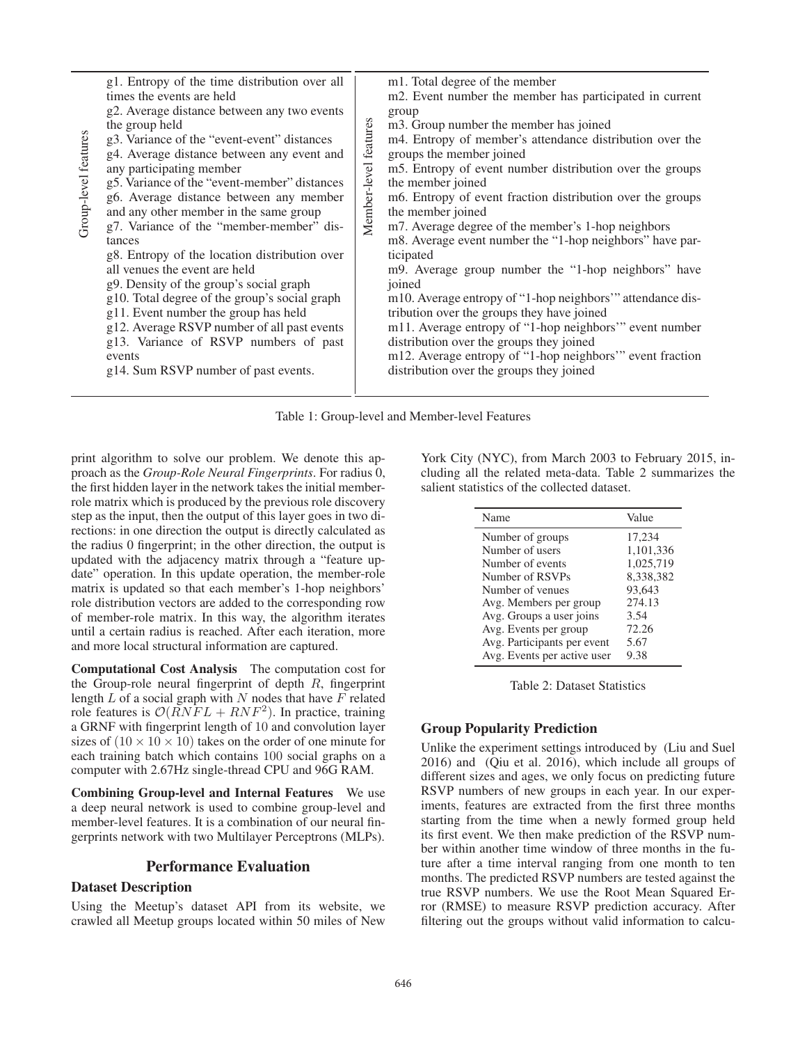| Group-level features | Member-level features |
| --- | --- |
| g1. Entropy of the time distribution over all times the events are held | m1. Total degree of the member |
| g2. Average distance between any two events the group held | m2. Event number the member has participated in current group |
| g3. Variance of the "event-event" distances | m3. Group number the member has joined |
| g4. Average distance between any event and any participating member | m4. Entropy of member's attendance distribution over the groups the member joined |
| g5. Variance of the "event-member" distances | m5. Entropy of event number distribution over the groups the member joined |
| g6. Average distance between any member and any other member in the same group | m6. Entropy of event fraction distribution over the groups the member joined |
| g7. Variance of the "member-member" distances | m7. Average degree of the member's 1-hop neighbors |
| g8. Entropy of the location distribution over all venues the event are held | m8. Average event number the "1-hop neighbors" have participated |
| g9. Density of the group's social graph | m9. Average group number the "1-hop neighbors" have joined |
| g10. Total degree of the group's social graph | m10. Average entropy of "1-hop neighbors'" attendance distribution over the groups they have joined |
| g11. Event number the group has held | m11. Average entropy of "1-hop neighbors'" event number distribution over the groups they joined |
| g12. Average RSVP number of all past events | m12. Average entropy of "1-hop neighbors'" event fraction distribution over the groups they joined |
| g13. Variance of RSVP numbers of past events | |
| g14. Sum RSVP number of past events. | |

Table 1: Group-level and Member-level Features

print algorithm to solve our problem. We denote this approach as the *Group-Role Neural Fingerprints*. For radius 0, the first hidden layer in the network takes the initial member-role matrix which is produced by the previous role discovery step as the input, then the output of this layer goes in two directions: in one direction the output is directly calculated as the radius 0 fingerprint; in the other direction, the output is updated with the adjacency matrix through a "feature update" operation. In this update operation, the member-role matrix is updated so that each member's 1-hop neighbors' role distribution vectors are added to the corresponding row of member-role matrix. In this way, the algorithm iterates until a certain radius is reached. After each iteration, more and more local structural information are captured.

**Computational Cost Analysis** The computation cost for the Group-role neural fingerprint of depth $R$, fingerprint length $L$ of a social graph with $N$ nodes that have $F$ related role features is $\mathcal{O}(RNFL + RNF^2)$. In practice, training a GRNF with fingerprint length of 10 and convolution layer sizes of $(10 \times 10 \times 10)$ takes on the order of one minute for each training batch which contains 100 social graphs on a computer with 2.67Hz single-thread CPU and 96G RAM.

**Combining Group-level and Internal Features** We use a deep neural network is used to combine group-level and member-level features. It is a combination of our neural fingerprints network with two Multilayer Perceptrons (MLPs).

## Performance Evaluation

### Dataset Description

Using the Meetup's dataset API from its website, we crawled all Meetup groups located within 50 miles of New York City (NYC), from March 2003 to February 2015, including all the related meta-data. Table 2 summarizes the salient statistics of the collected dataset.

| Name | Value |
| --- | --- |
| Number of groups | 17,234 |
| Number of users | 1,101,336 |
| Number of events | 1,025,719 |
| Number of RSVPs | 8,338,382 |
| Number of venues | 93,643 |
| Avg. Members per group | 274.13 |
| Avg. Groups a user joins | 3.54 |
| Avg. Events per group | 72.26 |
| Avg. Participants per event | 5.67 |
| Avg. Events per active user | 9.38 |

Table 2: Dataset Statistics

### Group Popularity Prediction

Unlike the experiment settings introduced by (Liu and Suel 2016) and (Qiu et al. 2016), which include all groups of different sizes and ages, we only focus on predicting future RSVP numbers of new groups in each year. In our experiments, features are extracted from the first three months starting from the time when a newly formed group held its first event. We then make prediction of the RSVP number within another time window of three months in the future after a time interval ranging from one month to ten months. The predicted RSVP numbers are tested against the true RSVP numbers. We use the Root Mean Squared Error (RMSE) to measure RSVP prediction accuracy. After filtering out the groups without valid information to calcu-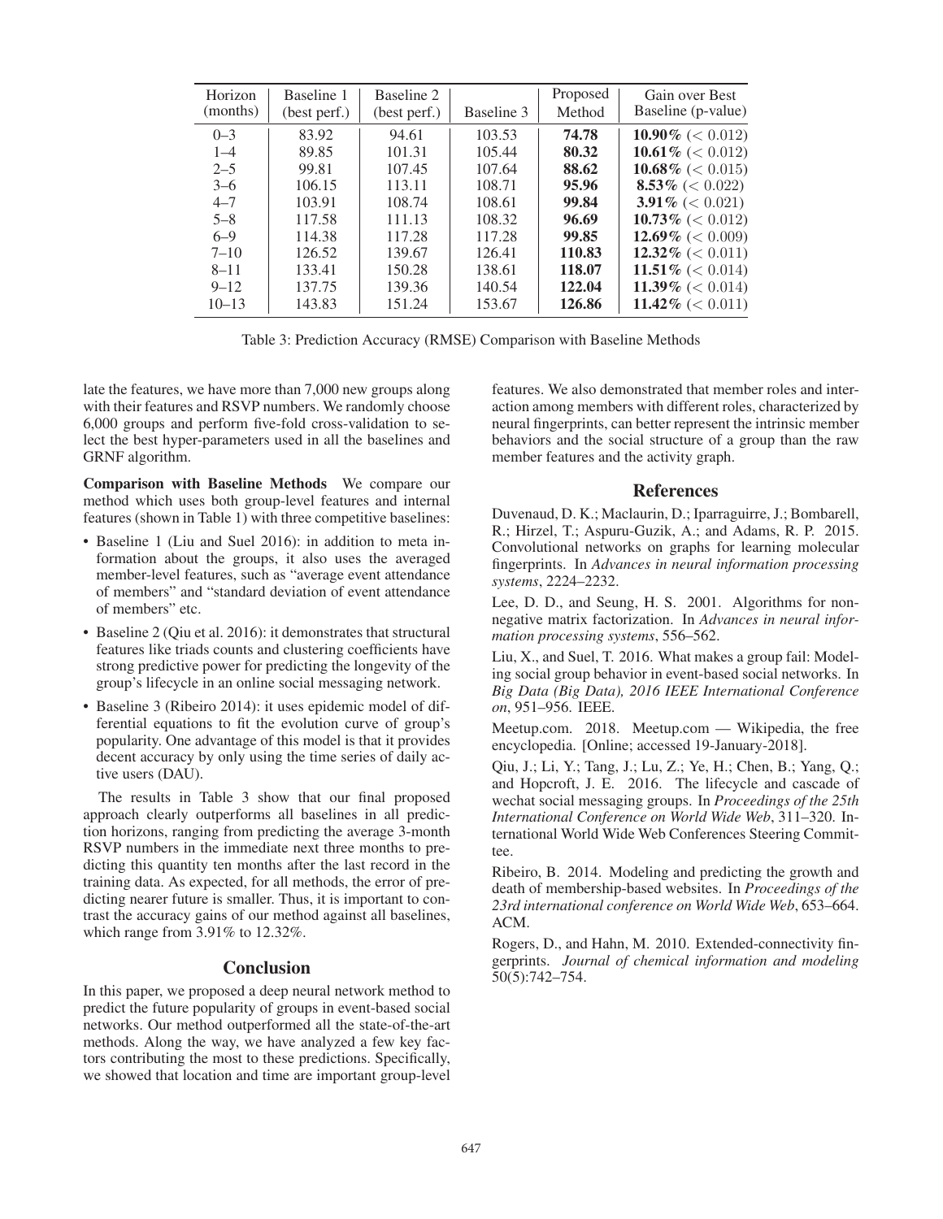| Horizon (months) | Baseline 1 (best perf.) | Baseline 2 (best perf.) | Baseline 3 | Proposed Method | Gain over Best Baseline (p-value) |
|---|---|---|---|---|---|
| 0–3 | 83.92 | 94.61 | 103.53 | **74.78** | **10.90%** ($< 0.012$) |
| 1–4 | 89.85 | 101.31 | 105.44 | **80.32** | **10.61%** ($< 0.012$) |
| 2–5 | 99.81 | 107.45 | 107.64 | **88.62** | **10.68%** ($< 0.015$) |
| 3–6 | 106.15 | 113.11 | 108.71 | **95.96** | **8.53%** ($< 0.022$) |
| 4–7 | 103.91 | 108.74 | 108.61 | **99.84** | **3.91%** ($< 0.021$) |
| 5–8 | 117.58 | 111.13 | 108.32 | **96.69** | **10.73%** ($< 0.012$) |
| 6–9 | 114.38 | 117.28 | 117.28 | **99.85** | **12.69%** ($< 0.009$) |
| 7–10 | 126.52 | 139.67 | 126.41 | **110.83** | **12.32%** ($< 0.011$) |
| 8–11 | 133.41 | 150.28 | 138.61 | **118.07** | **11.51%** ($< 0.014$) |
| 9–12 | 137.75 | 139.36 | 140.54 | **122.04** | **11.39%** ($< 0.014$) |
| 10–13 | 143.83 | 151.24 | 153.67 | **126.86** | **11.42%** ($< 0.011$) |

Table 3: Prediction Accuracy (RMSE) Comparison with Baseline Methods

late the features, we have more than 7,000 new groups along with their features and RSVP numbers. We randomly choose 6,000 groups and perform five-fold cross-validation to select the best hyper-parameters used in all the baselines and GRNF algorithm.

**Comparison with Baseline Methods** We compare our method which uses both group-level features and internal features (shown in Table 1) with three competitive baselines:

- Baseline 1 (Liu and Suel 2016): in addition to meta information about the groups, it also uses the averaged member-level features, such as "average event attendance of members" and "standard deviation of event attendance of members" etc.
- Baseline 2 (Qiu et al. 2016): it demonstrates that structural features like triads counts and clustering coefficients have strong predictive power for predicting the longevity of the group's lifecycle in an online social messaging network.
- Baseline 3 (Ribeiro 2014): it uses epidemic model of differential equations to fit the evolution curve of group's popularity. One advantage of this model is that it provides decent accuracy by only using the time series of daily active users (DAU).

The results in Table 3 show that our final proposed approach clearly outperforms all baselines in all prediction horizons, ranging from predicting the average 3-month RSVP numbers in the immediate next three months to predicting this quantity ten months after the last record in the training data. As expected, for all methods, the error of predicting nearer future is smaller. Thus, it is important to contrast the accuracy gains of our method against all baselines, which range from 3.91% to 12.32%.

## Conclusion

In this paper, we proposed a deep neural network method to predict the future popularity of groups in event-based social networks. Our method outperformed all the state-of-the-art methods. Along the way, we have analyzed a few key factors contributing the most to these predictions. Specifically, we showed that location and time are important group-level features. We also demonstrated that member roles and interaction among members with different roles, characterized by neural fingerprints, can better represent the intrinsic member behaviors and the social structure of a group than the raw member features and the activity graph.

## References

Duvenaud, D. K.; Maclaurin, D.; Iparraguirre, J.; Bombarell, R.; Hirzel, T.; Aspuru-Guzik, A.; and Adams, R. P. 2015. Convolutional networks on graphs for learning molecular fingerprints. In *Advances in neural information processing systems*, 2224–2232.

Lee, D. D., and Seung, H. S. 2001. Algorithms for non-negative matrix factorization. In *Advances in neural information processing systems*, 556–562.

Liu, X., and Suel, T. 2016. What makes a group fail: Modeling social group behavior in event-based social networks. In *Big Data (Big Data), 2016 IEEE International Conference on*, 951–956. IEEE.

Meetup.com. 2018. Meetup.com — Wikipedia, the free encyclopedia. [Online; accessed 19-January-2018].

Qiu, J.; Li, Y.; Tang, J.; Lu, Z.; Ye, H.; Chen, B.; Yang, Q.; and Hopcroft, J. E. 2016. The lifecycle and cascade of wechat social messaging groups. In *Proceedings of the 25th International Conference on World Wide Web*, 311–320. International World Wide Web Conferences Steering Committee.

Ribeiro, B. 2014. Modeling and predicting the growth and death of membership-based websites. In *Proceedings of the 23rd international conference on World Wide Web*, 653–664. ACM.

Rogers, D., and Hahn, M. 2010. Extended-connectivity fingerprints. *Journal of chemical information and modeling* 50(5):742–754.